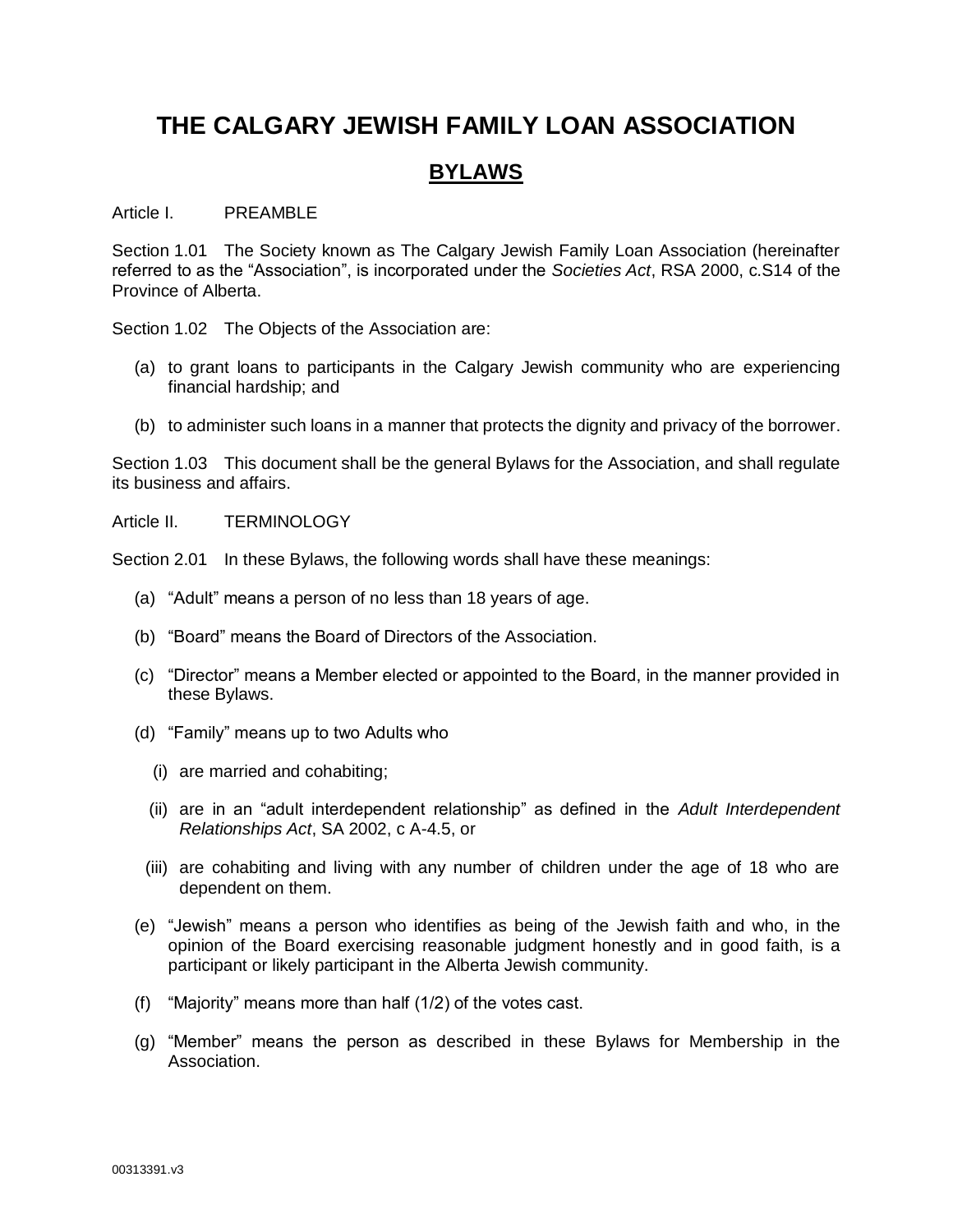# THE CALGARY JEWISH FAMILY LOAN ASSOCIATION

## BYLAWS

Article I. PREAMBLE

Section 1.01 The Society known as The Calgary Jewish Family Loan Association (hereinafter referred to as the "Association", is incorporated under the *Societies Act*, RSA 2000, c.S14 of the Province of Alberta.

Section 1.02 The Objects of the Association are:

(a) to grant loans to participants in the Calgary Jewish community who are experiencing financial hardship; and

(b) to administer such loans in a manner that protects the dignity and privacy of the borrower.

Section 1.03 This document shall be the general Bylaws for the Association, and shall regulate its business and affairs.

Article II. TERMINOLOGY

Section 2.01 In these Bylaws, the following words shall have these meanings:

(a) "Adult" means a person of no less than 18 years of age.

(b) "Board" means the Board of Directors of the Association.

(c) "Director" means a Member elected or appointed to the Board, in the manner provided in these Bylaws.

(d) "Family" means up to two Adults who

  (i) are married and cohabiting;

  (ii) are in an "adult interdependent relationship" as defined in the *Adult Interdependent Relationships Act*, SA 2002, c A-4.5, or

  (iii) are cohabiting and living with any number of children under the age of 18 who are dependent on them.

(e) "Jewish" means a person who identifies as being of the Jewish faith and who, in the opinion of the Board exercising reasonable judgment honestly and in good faith, is a participant or likely participant in the Alberta Jewish community.

(f) "Majority" means more than half (1/2) of the votes cast.

(g) "Member" means the person as described in these Bylaws for Membership in the Association.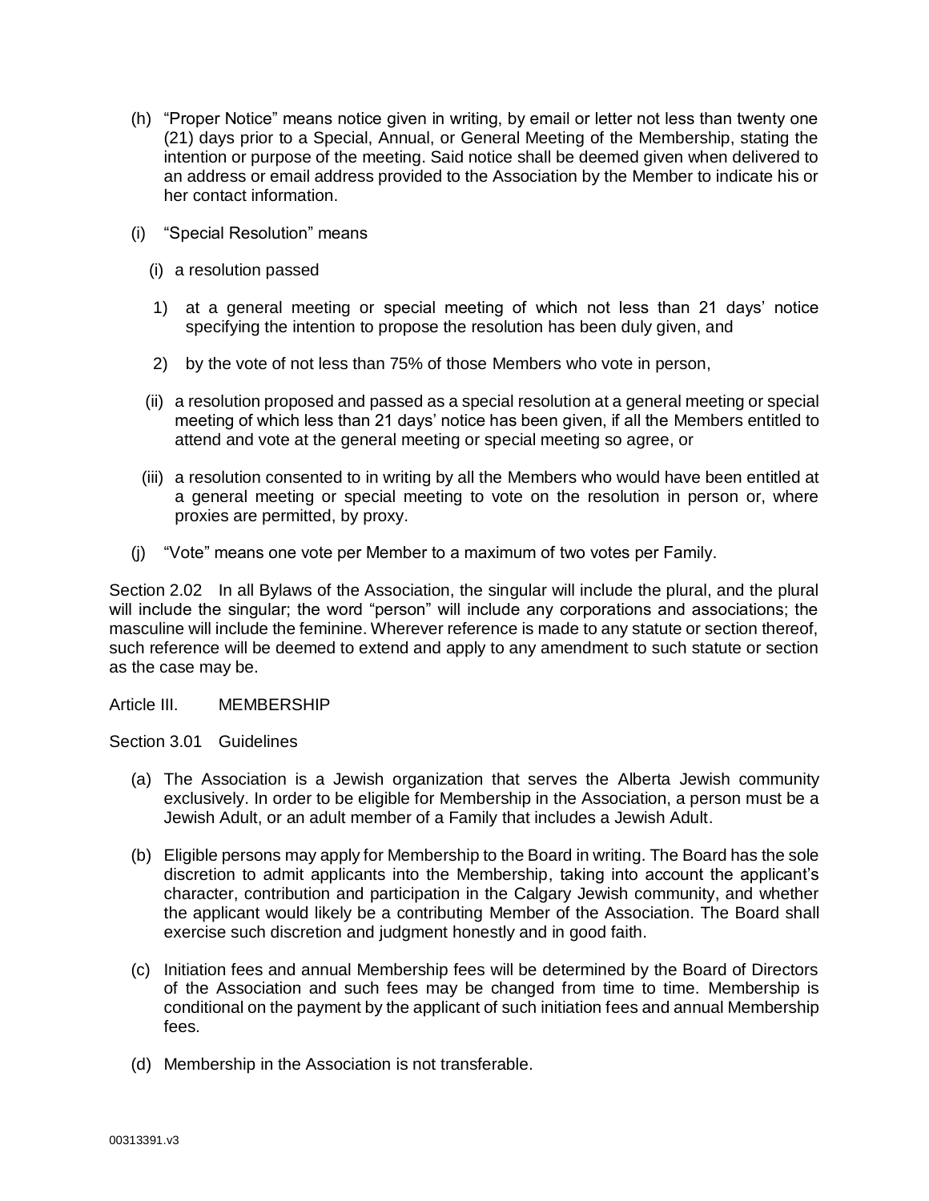(h) "Proper Notice" means notice given in writing, by email or letter not less than twenty one (21) days prior to a Special, Annual, or General Meeting of the Membership, stating the intention or purpose of the meeting. Said notice shall be deemed given when delivered to an address or email address provided to the Association by the Member to indicate his or her contact information.

(i) "Special Resolution" means

  (i) a resolution passed

    1) at a general meeting or special meeting of which not less than 21 days' notice specifying the intention to propose the resolution has been duly given, and

    2) by the vote of not less than 75% of those Members who vote in person,

  (ii) a resolution proposed and passed as a special resolution at a general meeting or special meeting of which less than 21 days' notice has been given, if all the Members entitled to attend and vote at the general meeting or special meeting so agree, or

  (iii) a resolution consented to in writing by all the Members who would have been entitled at a general meeting or special meeting to vote on the resolution in person or, where proxies are permitted, by proxy.

(j) "Vote" means one vote per Member to a maximum of two votes per Family.

Section 2.02 In all Bylaws of the Association, the singular will include the plural, and the plural will include the singular; the word "person" will include any corporations and associations; the masculine will include the feminine. Wherever reference is made to any statute or section thereof, such reference will be deemed to extend and apply to any amendment to such statute or section as the case may be.

Article III. MEMBERSHIP

Section 3.01 Guidelines

(a) The Association is a Jewish organization that serves the Alberta Jewish community exclusively. In order to be eligible for Membership in the Association, a person must be a Jewish Adult, or an adult member of a Family that includes a Jewish Adult.

(b) Eligible persons may apply for Membership to the Board in writing. The Board has the sole discretion to admit applicants into the Membership, taking into account the applicant's character, contribution and participation in the Calgary Jewish community, and whether the applicant would likely be a contributing Member of the Association. The Board shall exercise such discretion and judgment honestly and in good faith.

(c) Initiation fees and annual Membership fees will be determined by the Board of Directors of the Association and such fees may be changed from time to time. Membership is conditional on the payment by the applicant of such initiation fees and annual Membership fees.

(d) Membership in the Association is not transferable.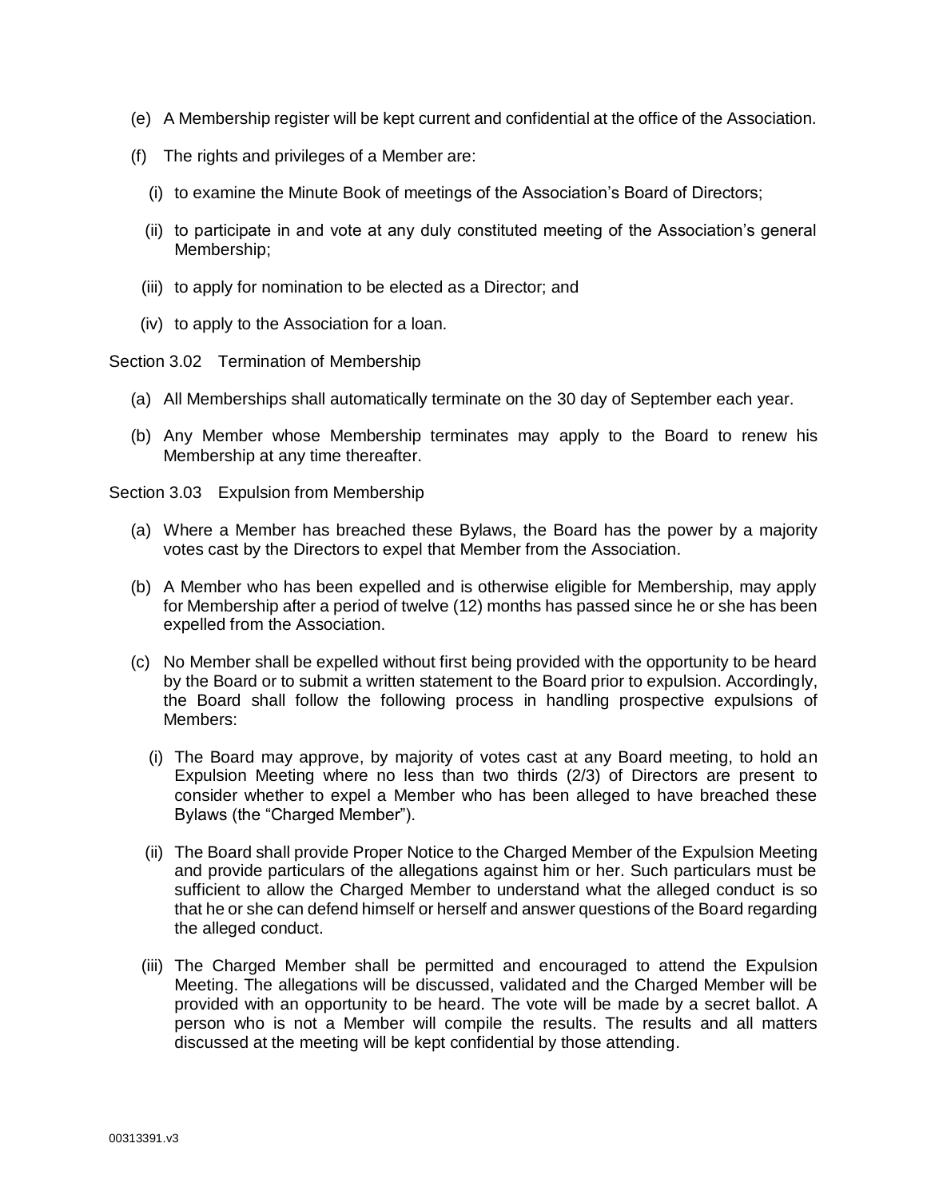(e) A Membership register will be kept current and confidential at the office of the Association.

(f) The rights and privileges of a Member are:

  (i) to examine the Minute Book of meetings of the Association's Board of Directors;

  (ii) to participate in and vote at any duly constituted meeting of the Association's general Membership;

  (iii) to apply for nomination to be elected as a Director; and

  (iv) to apply to the Association for a loan.

Section 3.02 Termination of Membership

(a) All Memberships shall automatically terminate on the 30 day of September each year.

(b) Any Member whose Membership terminates may apply to the Board to renew his Membership at any time thereafter.

Section 3.03 Expulsion from Membership

(a) Where a Member has breached these Bylaws, the Board has the power by a majority votes cast by the Directors to expel that Member from the Association.

(b) A Member who has been expelled and is otherwise eligible for Membership, may apply for Membership after a period of twelve (12) months has passed since he or she has been expelled from the Association.

(c) No Member shall be expelled without first being provided with the opportunity to be heard by the Board or to submit a written statement to the Board prior to expulsion. Accordingly, the Board shall follow the following process in handling prospective expulsions of Members:

  (i) The Board may approve, by majority of votes cast at any Board meeting, to hold an Expulsion Meeting where no less than two thirds (2/3) of Directors are present to consider whether to expel a Member who has been alleged to have breached these Bylaws (the "Charged Member").

  (ii) The Board shall provide Proper Notice to the Charged Member of the Expulsion Meeting and provide particulars of the allegations against him or her. Such particulars must be sufficient to allow the Charged Member to understand what the alleged conduct is so that he or she can defend himself or herself and answer questions of the Board regarding the alleged conduct.

  (iii) The Charged Member shall be permitted and encouraged to attend the Expulsion Meeting. The allegations will be discussed, validated and the Charged Member will be provided with an opportunity to be heard. The vote will be made by a secret ballot. A person who is not a Member will compile the results. The results and all matters discussed at the meeting will be kept confidential by those attending.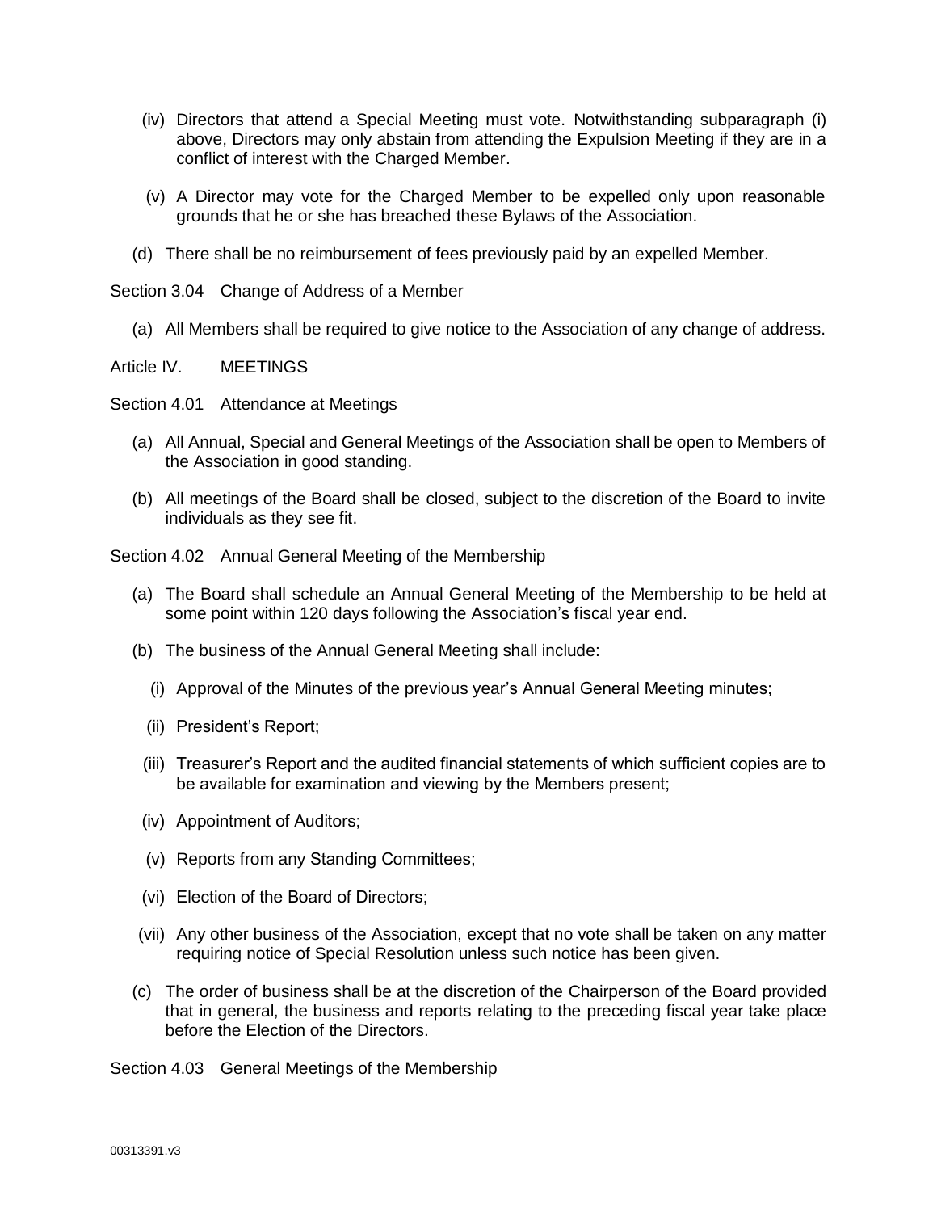(iv) Directors that attend a Special Meeting must vote. Notwithstanding subparagraph (i) above, Directors may only abstain from attending the Expulsion Meeting if they are in a conflict of interest with the Charged Member.

(v) A Director may vote for the Charged Member to be expelled only upon reasonable grounds that he or she has breached these Bylaws of the Association.

(d) There shall be no reimbursement of fees previously paid by an expelled Member.

Section 3.04 Change of Address of a Member

(a) All Members shall be required to give notice to the Association of any change of address.

## Article IV. MEETINGS

Section 4.01 Attendance at Meetings

(a) All Annual, Special and General Meetings of the Association shall be open to Members of the Association in good standing.

(b) All meetings of the Board shall be closed, subject to the discretion of the Board to invite individuals as they see fit.

Section 4.02 Annual General Meeting of the Membership

(a) The Board shall schedule an Annual General Meeting of the Membership to be held at some point within 120 days following the Association's fiscal year end.

(b) The business of the Annual General Meeting shall include:

(i) Approval of the Minutes of the previous year's Annual General Meeting minutes;

(ii) President's Report;

(iii) Treasurer's Report and the audited financial statements of which sufficient copies are to be available for examination and viewing by the Members present;

(iv) Appointment of Auditors;

(v) Reports from any Standing Committees;

(vi) Election of the Board of Directors;

(vii) Any other business of the Association, except that no vote shall be taken on any matter requiring notice of Special Resolution unless such notice has been given.

(c) The order of business shall be at the discretion of the Chairperson of the Board provided that in general, the business and reports relating to the preceding fiscal year take place before the Election of the Directors.

Section 4.03 General Meetings of the Membership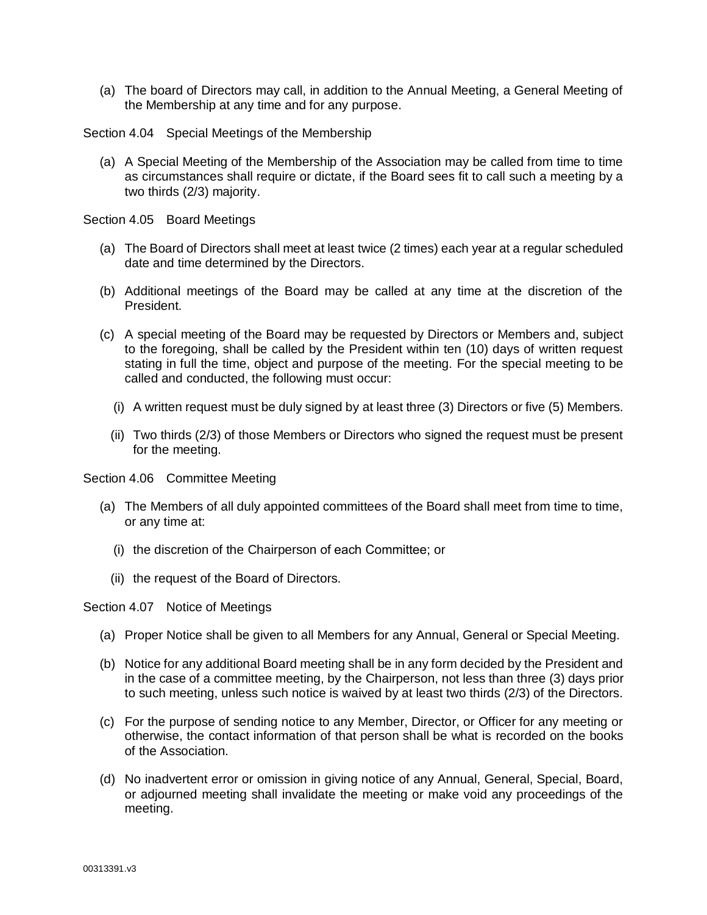(a) The board of Directors may call, in addition to the Annual Meeting, a General Meeting of the Membership at any time and for any purpose.

Section 4.04 Special Meetings of the Membership

(a) A Special Meeting of the Membership of the Association may be called from time to time as circumstances shall require or dictate, if the Board sees fit to call such a meeting by a two thirds (2/3) majority.

Section 4.05 Board Meetings

(a) The Board of Directors shall meet at least twice (2 times) each year at a regular scheduled date and time determined by the Directors.

(b) Additional meetings of the Board may be called at any time at the discretion of the President.

(c) A special meeting of the Board may be requested by Directors or Members and, subject to the foregoing, shall be called by the President within ten (10) days of written request stating in full the time, object and purpose of the meeting. For the special meeting to be called and conducted, the following must occur:

(i) A written request must be duly signed by at least three (3) Directors or five (5) Members.

(ii) Two thirds (2/3) of those Members or Directors who signed the request must be present for the meeting.

Section 4.06 Committee Meeting

(a) The Members of all duly appointed committees of the Board shall meet from time to time, or any time at:

(i) the discretion of the Chairperson of each Committee; or

(ii) the request of the Board of Directors.

Section 4.07 Notice of Meetings

(a) Proper Notice shall be given to all Members for any Annual, General or Special Meeting.

(b) Notice for any additional Board meeting shall be in any form decided by the President and in the case of a committee meeting, by the Chairperson, not less than three (3) days prior to such meeting, unless such notice is waived by at least two thirds (2/3) of the Directors.

(c) For the purpose of sending notice to any Member, Director, or Officer for any meeting or otherwise, the contact information of that person shall be what is recorded on the books of the Association.

(d) No inadvertent error or omission in giving notice of any Annual, General, Special, Board, or adjourned meeting shall invalidate the meeting or make void any proceedings of the meeting.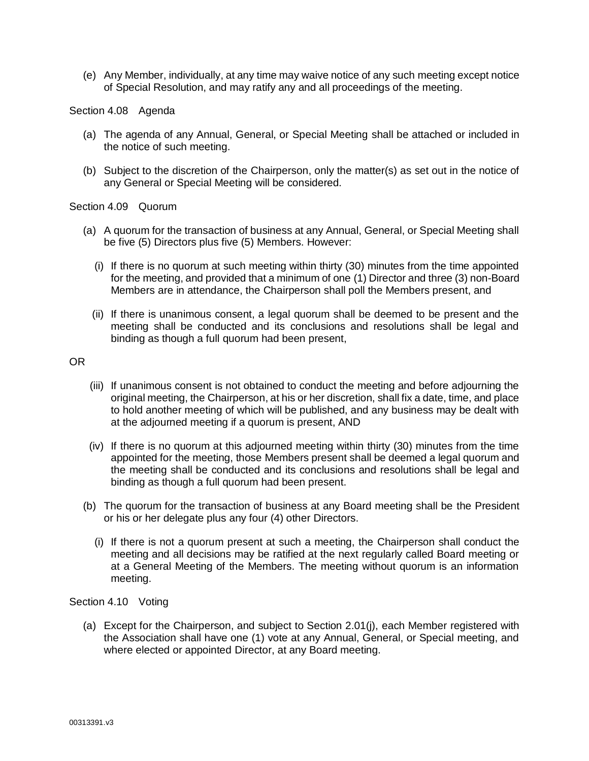(e) Any Member, individually, at any time may waive notice of any such meeting except notice of Special Resolution, and may ratify any and all proceedings of the meeting.

Section 4.08 Agenda

(a) The agenda of any Annual, General, or Special Meeting shall be attached or included in the notice of such meeting.

(b) Subject to the discretion of the Chairperson, only the matter(s) as set out in the notice of any General or Special Meeting will be considered.

Section 4.09 Quorum

(a) A quorum for the transaction of business at any Annual, General, or Special Meeting shall be five (5) Directors plus five (5) Members. However:

(i) If there is no quorum at such meeting within thirty (30) minutes from the time appointed for the meeting, and provided that a minimum of one (1) Director and three (3) non-Board Members are in attendance, the Chairperson shall poll the Members present, and

(ii) If there is unanimous consent, a legal quorum shall be deemed to be present and the meeting shall be conducted and its conclusions and resolutions shall be legal and binding as though a full quorum had been present,

OR

(iii) If unanimous consent is not obtained to conduct the meeting and before adjourning the original meeting, the Chairperson, at his or her discretion, shall fix a date, time, and place to hold another meeting of which will be published, and any business may be dealt with at the adjourned meeting if a quorum is present, AND

(iv) If there is no quorum at this adjourned meeting within thirty (30) minutes from the time appointed for the meeting, those Members present shall be deemed a legal quorum and the meeting shall be conducted and its conclusions and resolutions shall be legal and binding as though a full quorum had been present.

(b) The quorum for the transaction of business at any Board meeting shall be the President or his or her delegate plus any four (4) other Directors.

(i) If there is not a quorum present at such a meeting, the Chairperson shall conduct the meeting and all decisions may be ratified at the next regularly called Board meeting or at a General Meeting of the Members. The meeting without quorum is an information meeting.

Section 4.10 Voting

(a) Except for the Chairperson, and subject to Section 2.01(j), each Member registered with the Association shall have one (1) vote at any Annual, General, or Special meeting, and where elected or appointed Director, at any Board meeting.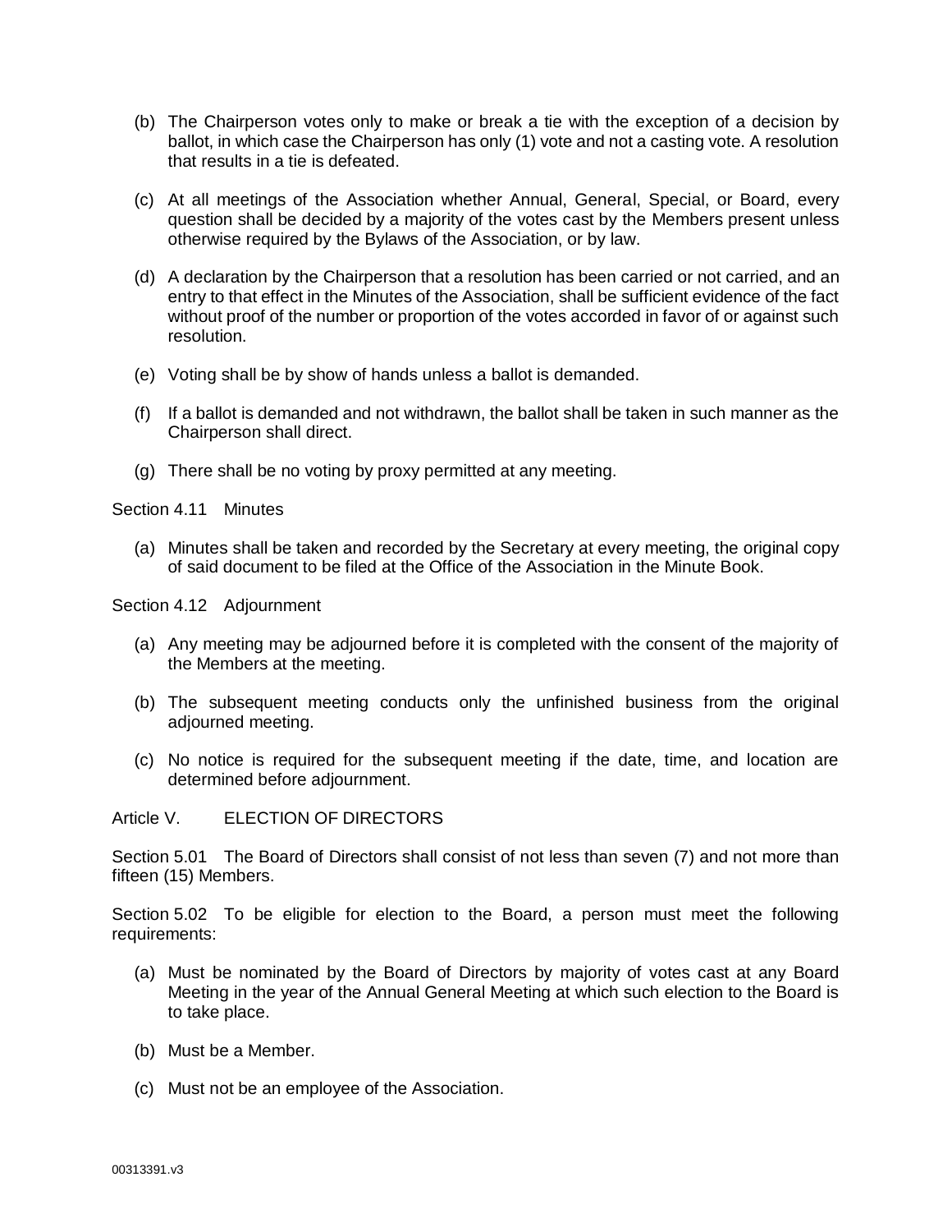(b) The Chairperson votes only to make or break a tie with the exception of a decision by ballot, in which case the Chairperson has only (1) vote and not a casting vote. A resolution that results in a tie is defeated.

(c) At all meetings of the Association whether Annual, General, Special, or Board, every question shall be decided by a majority of the votes cast by the Members present unless otherwise required by the Bylaws of the Association, or by law.

(d) A declaration by the Chairperson that a resolution has been carried or not carried, and an entry to that effect in the Minutes of the Association, shall be sufficient evidence of the fact without proof of the number or proportion of the votes accorded in favor of or against such resolution.

(e) Voting shall be by show of hands unless a ballot is demanded.

(f) If a ballot is demanded and not withdrawn, the ballot shall be taken in such manner as the Chairperson shall direct.

(g) There shall be no voting by proxy permitted at any meeting.

Section 4.11 Minutes

(a) Minutes shall be taken and recorded by the Secretary at every meeting, the original copy of said document to be filed at the Office of the Association in the Minute Book.

Section 4.12 Adjournment

(a) Any meeting may be adjourned before it is completed with the consent of the majority of the Members at the meeting.

(b) The subsequent meeting conducts only the unfinished business from the original adjourned meeting.

(c) No notice is required for the subsequent meeting if the date, time, and location are determined before adjournment.

## Article V. ELECTION OF DIRECTORS

Section 5.01 The Board of Directors shall consist of not less than seven (7) and not more than fifteen (15) Members.

Section 5.02 To be eligible for election to the Board, a person must meet the following requirements:

(a) Must be nominated by the Board of Directors by majority of votes cast at any Board Meeting in the year of the Annual General Meeting at which such election to the Board is to take place.

(b) Must be a Member.

(c) Must not be an employee of the Association.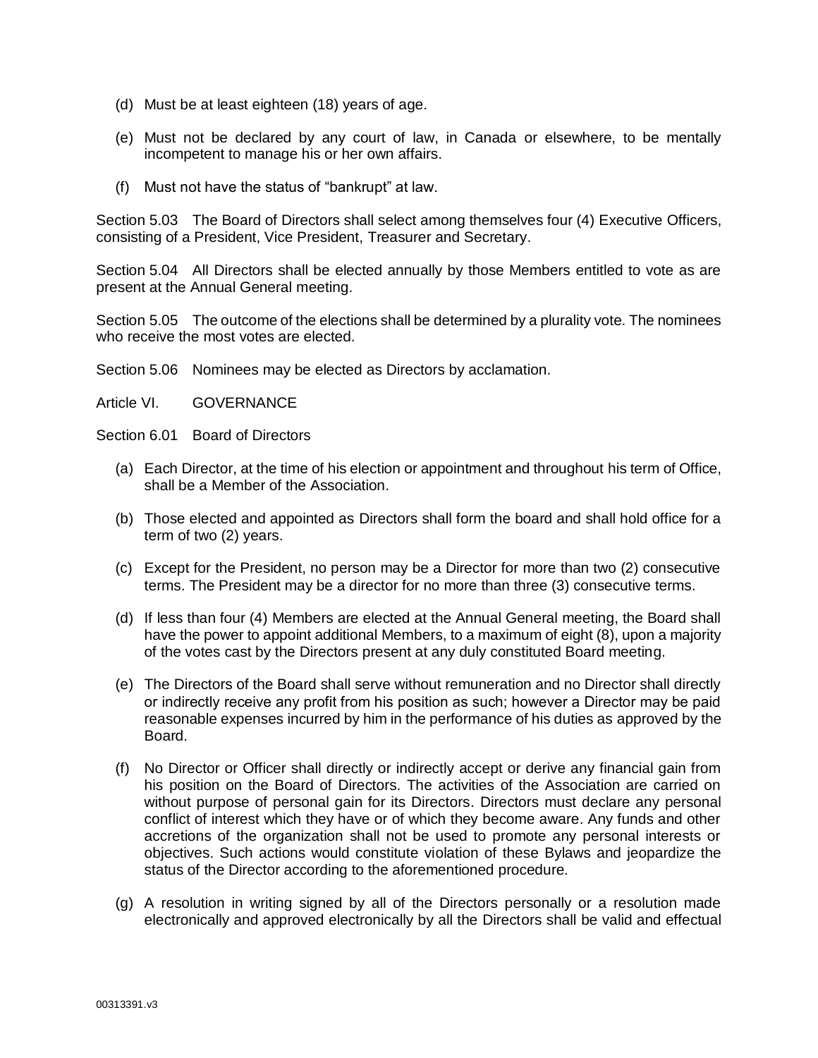(d) Must be at least eighteen (18) years of age.

(e) Must not be declared by any court of law, in Canada or elsewhere, to be mentally incompetent to manage his or her own affairs.

(f) Must not have the status of "bankrupt" at law.

Section 5.03 The Board of Directors shall select among themselves four (4) Executive Officers, consisting of a President, Vice President, Treasurer and Secretary.

Section 5.04 All Directors shall be elected annually by those Members entitled to vote as are present at the Annual General meeting.

Section 5.05 The outcome of the elections shall be determined by a plurality vote. The nominees who receive the most votes are elected.

Section 5.06 Nominees may be elected as Directors by acclamation.

## Article VI. GOVERNANCE

### Section 6.01 Board of Directors

(a) Each Director, at the time of his election or appointment and throughout his term of Office, shall be a Member of the Association.

(b) Those elected and appointed as Directors shall form the board and shall hold office for a term of two (2) years.

(c) Except for the President, no person may be a Director for more than two (2) consecutive terms. The President may be a director for no more than three (3) consecutive terms.

(d) If less than four (4) Members are elected at the Annual General meeting, the Board shall have the power to appoint additional Members, to a maximum of eight (8), upon a majority of the votes cast by the Directors present at any duly constituted Board meeting.

(e) The Directors of the Board shall serve without remuneration and no Director shall directly or indirectly receive any profit from his position as such; however a Director may be paid reasonable expenses incurred by him in the performance of his duties as approved by the Board.

(f) No Director or Officer shall directly or indirectly accept or derive any financial gain from his position on the Board of Directors. The activities of the Association are carried on without purpose of personal gain for its Directors. Directors must declare any personal conflict of interest which they have or of which they become aware. Any funds and other accretions of the organization shall not be used to promote any personal interests or objectives. Such actions would constitute violation of these Bylaws and jeopardize the status of the Director according to the aforementioned procedure.

(g) A resolution in writing signed by all of the Directors personally or a resolution made electronically and approved electronically by all the Directors shall be valid and effectual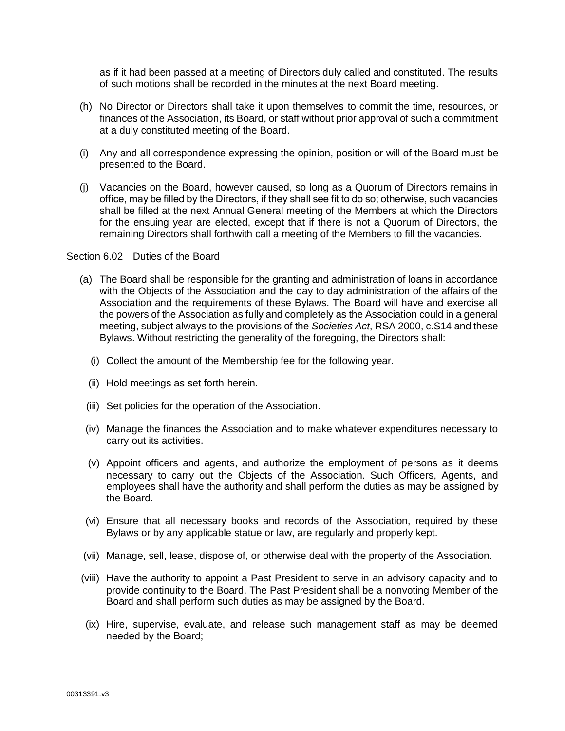as if it had been passed at a meeting of Directors duly called and constituted. The results of such motions shall be recorded in the minutes at the next Board meeting.

(h) No Director or Directors shall take it upon themselves to commit the time, resources, or finances of the Association, its Board, or staff without prior approval of such a commitment at a duly constituted meeting of the Board.

(i) Any and all correspondence expressing the opinion, position or will of the Board must be presented to the Board.

(j) Vacancies on the Board, however caused, so long as a Quorum of Directors remains in office, may be filled by the Directors, if they shall see fit to do so; otherwise, such vacancies shall be filled at the next Annual General meeting of the Members at which the Directors for the ensuing year are elected, except that if there is not a Quorum of Directors, the remaining Directors shall forthwith call a meeting of the Members to fill the vacancies.

Section 6.02 Duties of the Board

(a) The Board shall be responsible for the granting and administration of loans in accordance with the Objects of the Association and the day to day administration of the affairs of the Association and the requirements of these Bylaws. The Board will have and exercise all the powers of the Association as fully and completely as the Association could in a general meeting, subject always to the provisions of the *Societies Act*, RSA 2000, c.S14 and these Bylaws. Without restricting the generality of the foregoing, the Directors shall:

   (i) Collect the amount of the Membership fee for the following year.

   (ii) Hold meetings as set forth herein.

   (iii) Set policies for the operation of the Association.

   (iv) Manage the finances the Association and to make whatever expenditures necessary to carry out its activities.

   (v) Appoint officers and agents, and authorize the employment of persons as it deems necessary to carry out the Objects of the Association. Such Officers, Agents, and employees shall have the authority and shall perform the duties as may be assigned by the Board.

   (vi) Ensure that all necessary books and records of the Association, required by these Bylaws or by any applicable statue or law, are regularly and properly kept.

   (vii) Manage, sell, lease, dispose of, or otherwise deal with the property of the Association.

   (viii) Have the authority to appoint a Past President to serve in an advisory capacity and to provide continuity to the Board. The Past President shall be a nonvoting Member of the Board and shall perform such duties as may be assigned by the Board.

   (ix) Hire, supervise, evaluate, and release such management staff as may be deemed needed by the Board;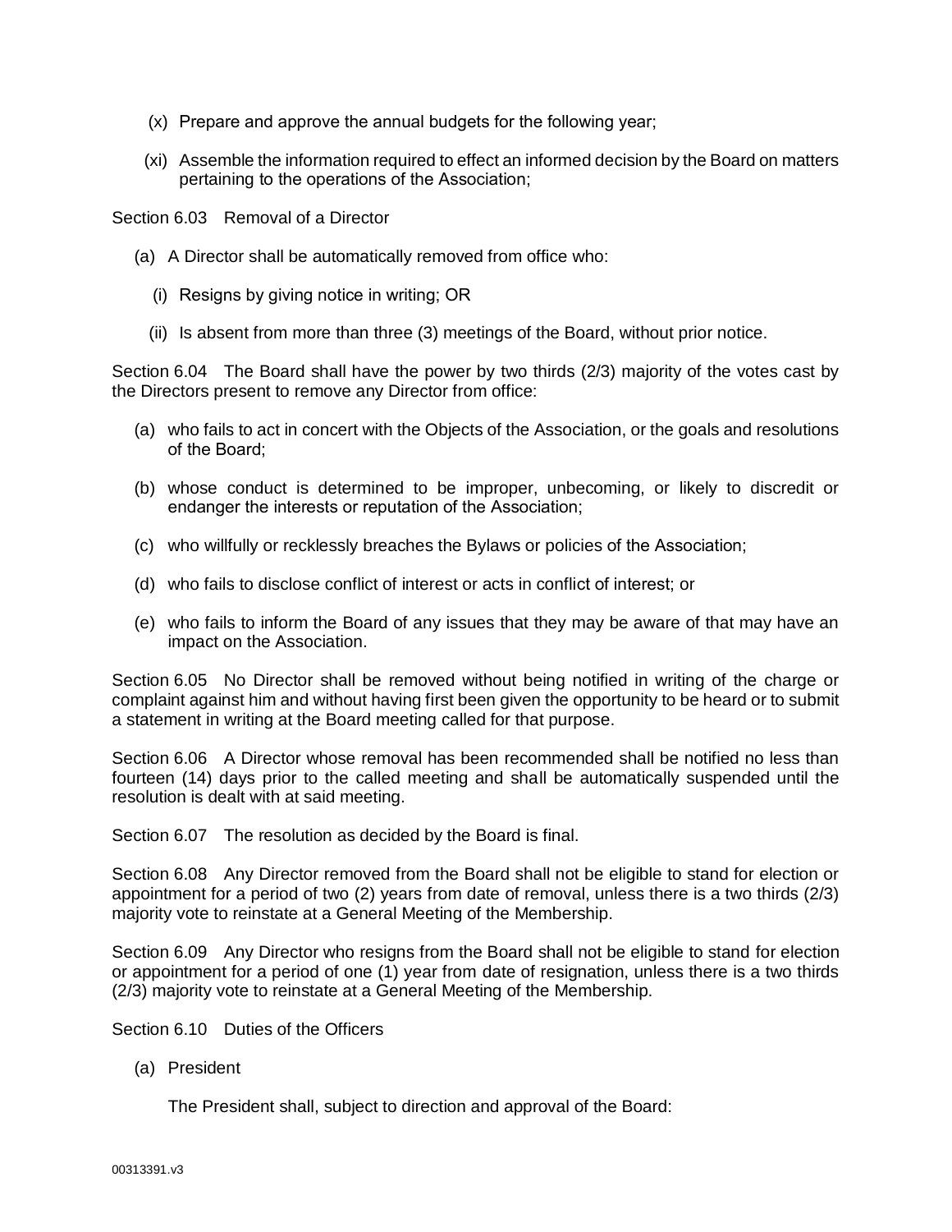(x) Prepare and approve the annual budgets for the following year;

(xi) Assemble the information required to effect an informed decision by the Board on matters pertaining to the operations of the Association;

Section 6.03 Removal of a Director

(a) A Director shall be automatically removed from office who:

(i) Resigns by giving notice in writing; OR

(ii) Is absent from more than three (3) meetings of the Board, without prior notice.

Section 6.04 The Board shall have the power by two thirds (2/3) majority of the votes cast by the Directors present to remove any Director from office:

(a) who fails to act in concert with the Objects of the Association, or the goals and resolutions of the Board;

(b) whose conduct is determined to be improper, unbecoming, or likely to discredit or endanger the interests or reputation of the Association;

(c) who willfully or recklessly breaches the Bylaws or policies of the Association;

(d) who fails to disclose conflict of interest or acts in conflict of interest; or

(e) who fails to inform the Board of any issues that they may be aware of that may have an impact on the Association.

Section 6.05 No Director shall be removed without being notified in writing of the charge or complaint against him and without having first been given the opportunity to be heard or to submit a statement in writing at the Board meeting called for that purpose.

Section 6.06 A Director whose removal has been recommended shall be notified no less than fourteen (14) days prior to the called meeting and shall be automatically suspended until the resolution is dealt with at said meeting.

Section 6.07 The resolution as decided by the Board is final.

Section 6.08 Any Director removed from the Board shall not be eligible to stand for election or appointment for a period of two (2) years from date of removal, unless there is a two thirds (2/3) majority vote to reinstate at a General Meeting of the Membership.

Section 6.09 Any Director who resigns from the Board shall not be eligible to stand for election or appointment for a period of one (1) year from date of resignation, unless there is a two thirds (2/3) majority vote to reinstate at a General Meeting of the Membership.

Section 6.10 Duties of the Officers

(a) President

The President shall, subject to direction and approval of the Board: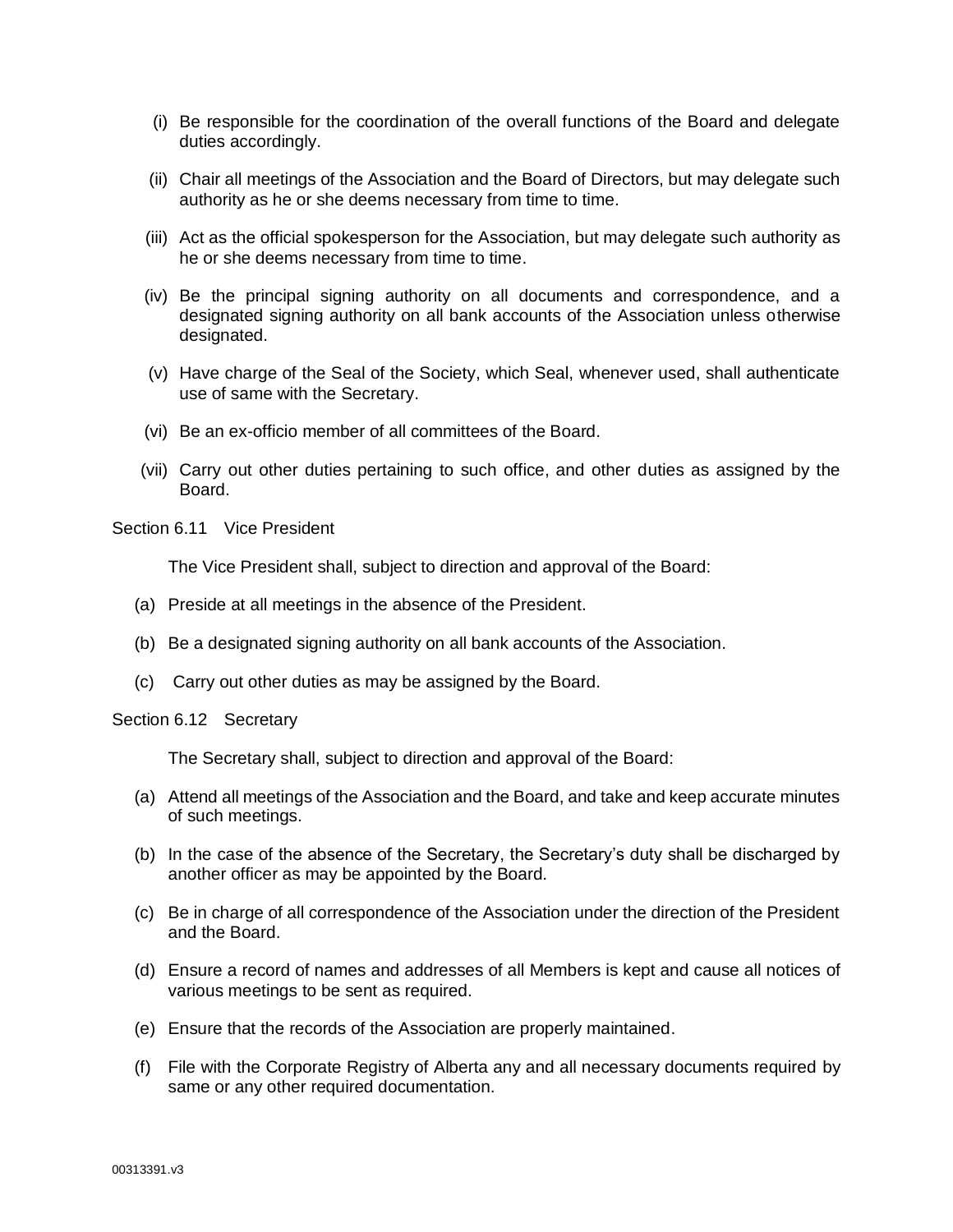(i) Be responsible for the coordination of the overall functions of the Board and delegate duties accordingly.

(ii) Chair all meetings of the Association and the Board of Directors, but may delegate such authority as he or she deems necessary from time to time.

(iii) Act as the official spokesperson for the Association, but may delegate such authority as he or she deems necessary from time to time.

(iv) Be the principal signing authority on all documents and correspondence, and a designated signing authority on all bank accounts of the Association unless otherwise designated.

(v) Have charge of the Seal of the Society, which Seal, whenever used, shall authenticate use of same with the Secretary.

(vi) Be an ex-officio member of all committees of the Board.

(vii) Carry out other duties pertaining to such office, and other duties as assigned by the Board.

Section 6.11 Vice President

The Vice President shall, subject to direction and approval of the Board:

(a) Preside at all meetings in the absence of the President.

(b) Be a designated signing authority on all bank accounts of the Association.

(c) Carry out other duties as may be assigned by the Board.

Section 6.12 Secretary

The Secretary shall, subject to direction and approval of the Board:

(a) Attend all meetings of the Association and the Board, and take and keep accurate minutes of such meetings.

(b) In the case of the absence of the Secretary, the Secretary's duty shall be discharged by another officer as may be appointed by the Board.

(c) Be in charge of all correspondence of the Association under the direction of the President and the Board.

(d) Ensure a record of names and addresses of all Members is kept and cause all notices of various meetings to be sent as required.

(e) Ensure that the records of the Association are properly maintained.

(f) File with the Corporate Registry of Alberta any and all necessary documents required by same or any other required documentation.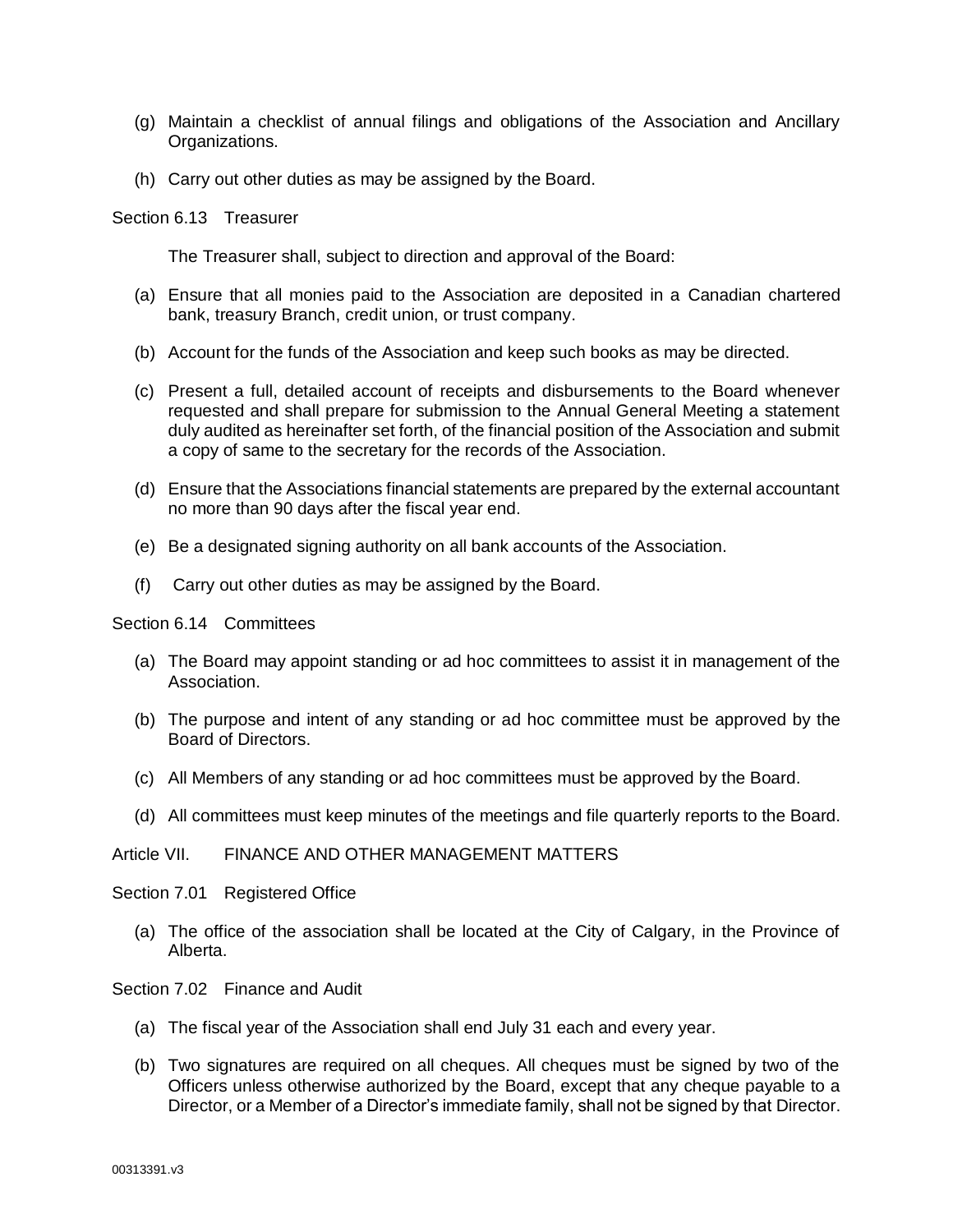(g) Maintain a checklist of annual filings and obligations of the Association and Ancillary Organizations.

(h) Carry out other duties as may be assigned by the Board.

Section 6.13 Treasurer

The Treasurer shall, subject to direction and approval of the Board:

(a) Ensure that all monies paid to the Association are deposited in a Canadian chartered bank, treasury Branch, credit union, or trust company.

(b) Account for the funds of the Association and keep such books as may be directed.

(c) Present a full, detailed account of receipts and disbursements to the Board whenever requested and shall prepare for submission to the Annual General Meeting a statement duly audited as hereinafter set forth, of the financial position of the Association and submit a copy of same to the secretary for the records of the Association.

(d) Ensure that the Associations financial statements are prepared by the external accountant no more than 90 days after the fiscal year end.

(e) Be a designated signing authority on all bank accounts of the Association.

(f) Carry out other duties as may be assigned by the Board.

Section 6.14 Committees

(a) The Board may appoint standing or ad hoc committees to assist it in management of the Association.

(b) The purpose and intent of any standing or ad hoc committee must be approved by the Board of Directors.

(c) All Members of any standing or ad hoc committees must be approved by the Board.

(d) All committees must keep minutes of the meetings and file quarterly reports to the Board.

## Article VII. FINANCE AND OTHER MANAGEMENT MATTERS

Section 7.01 Registered Office

(a) The office of the association shall be located at the City of Calgary, in the Province of Alberta.

Section 7.02 Finance and Audit

(a) The fiscal year of the Association shall end July 31 each and every year.

(b) Two signatures are required on all cheques. All cheques must be signed by two of the Officers unless otherwise authorized by the Board, except that any cheque payable to a Director, or a Member of a Director's immediate family, shall not be signed by that Director.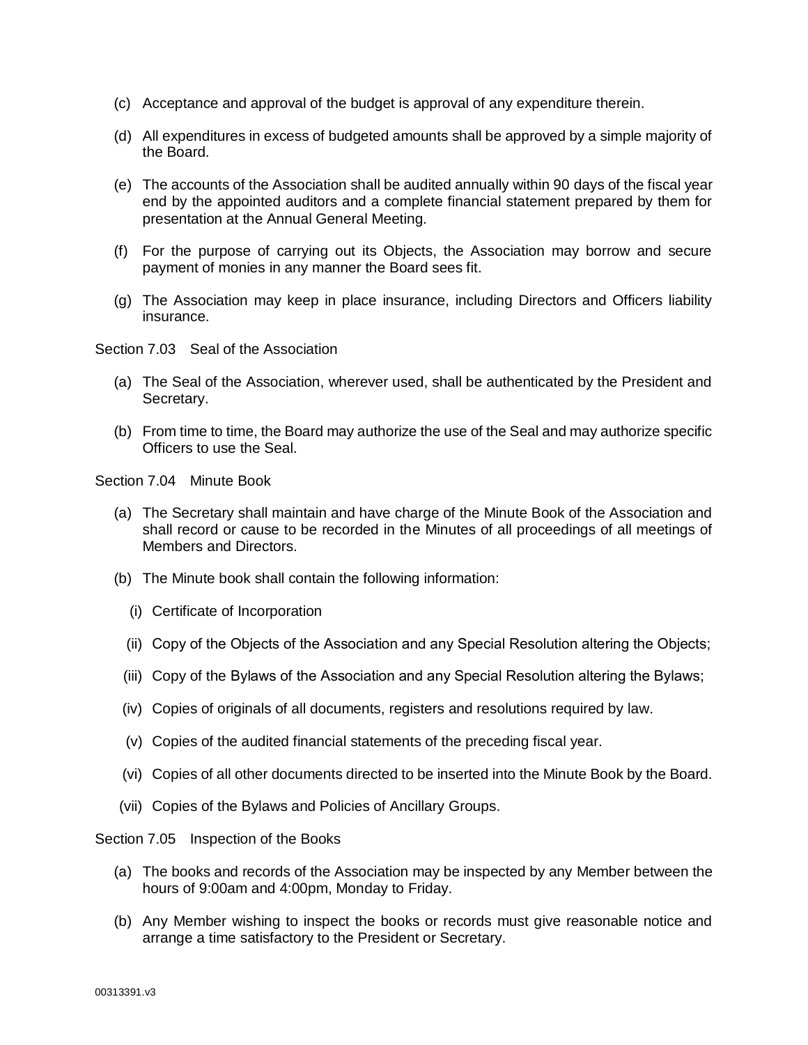(c) Acceptance and approval of the budget is approval of any expenditure therein.

(d) All expenditures in excess of budgeted amounts shall be approved by a simple majority of the Board.

(e) The accounts of the Association shall be audited annually within 90 days of the fiscal year end by the appointed auditors and a complete financial statement prepared by them for presentation at the Annual General Meeting.

(f) For the purpose of carrying out its Objects, the Association may borrow and secure payment of monies in any manner the Board sees fit.

(g) The Association may keep in place insurance, including Directors and Officers liability insurance.

Section 7.03 Seal of the Association

(a) The Seal of the Association, wherever used, shall be authenticated by the President and Secretary.

(b) From time to time, the Board may authorize the use of the Seal and may authorize specific Officers to use the Seal.

Section 7.04 Minute Book

(a) The Secretary shall maintain and have charge of the Minute Book of the Association and shall record or cause to be recorded in the Minutes of all proceedings of all meetings of Members and Directors.

(b) The Minute book shall contain the following information:

(i) Certificate of Incorporation

(ii) Copy of the Objects of the Association and any Special Resolution altering the Objects;

(iii) Copy of the Bylaws of the Association and any Special Resolution altering the Bylaws;

(iv) Copies of originals of all documents, registers and resolutions required by law.

(v) Copies of the audited financial statements of the preceding fiscal year.

(vi) Copies of all other documents directed to be inserted into the Minute Book by the Board.

(vii) Copies of the Bylaws and Policies of Ancillary Groups.

Section 7.05 Inspection of the Books

(a) The books and records of the Association may be inspected by any Member between the hours of 9:00am and 4:00pm, Monday to Friday.

(b) Any Member wishing to inspect the books or records must give reasonable notice and arrange a time satisfactory to the President or Secretary.

00313391.v3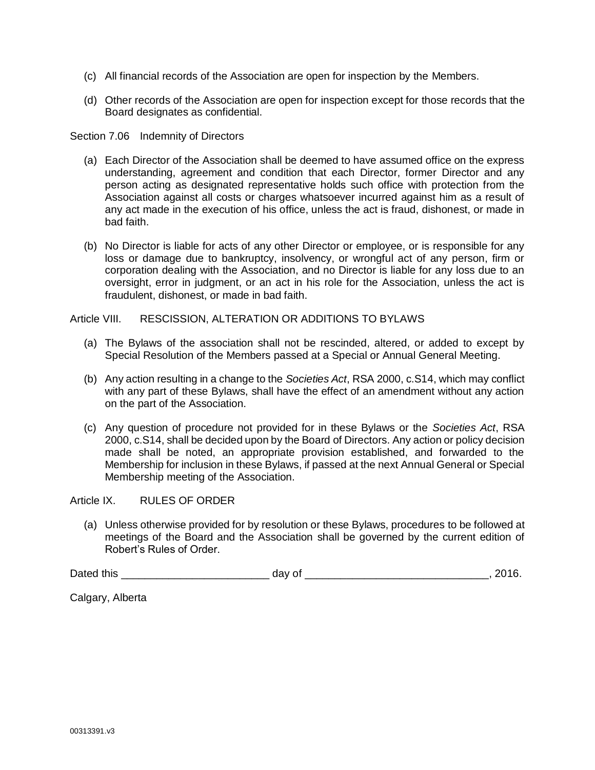(c) All financial records of the Association are open for inspection by the Members.

(d) Other records of the Association are open for inspection except for those records that the Board designates as confidential.

Section 7.06 Indemnity of Directors

(a) Each Director of the Association shall be deemed to have assumed office on the express understanding, agreement and condition that each Director, former Director and any person acting as designated representative holds such office with protection from the Association against all costs or charges whatsoever incurred against him as a result of any act made in the execution of his office, unless the act is fraud, dishonest, or made in bad faith.

(b) No Director is liable for acts of any other Director or employee, or is responsible for any loss or damage due to bankruptcy, insolvency, or wrongful act of any person, firm or corporation dealing with the Association, and no Director is liable for any loss due to an oversight, error in judgment, or an act in his role for the Association, unless the act is fraudulent, dishonest, or made in bad faith.

Article VIII. RESCISSION, ALTERATION OR ADDITIONS TO BYLAWS

(a) The Bylaws of the association shall not be rescinded, altered, or added to except by Special Resolution of the Members passed at a Special or Annual General Meeting.

(b) Any action resulting in a change to the *Societies Act*, RSA 2000, c.S14, which may conflict with any part of these Bylaws, shall have the effect of an amendment without any action on the part of the Association.

(c) Any question of procedure not provided for in these Bylaws or the *Societies Act*, RSA 2000, c.S14, shall be decided upon by the Board of Directors. Any action or policy decision made shall be noted, an appropriate provision established, and forwarded to the Membership for inclusion in these Bylaws, if passed at the next Annual General or Special Membership meeting of the Association.

Article IX. RULES OF ORDER

(a) Unless otherwise provided for by resolution or these Bylaws, procedures to be followed at meetings of the Board and the Association shall be governed by the current edition of Robert's Rules of Order.

Dated this ________________________ day of ______________________________, 2016.

Calgary, Alberta

00313391.v3